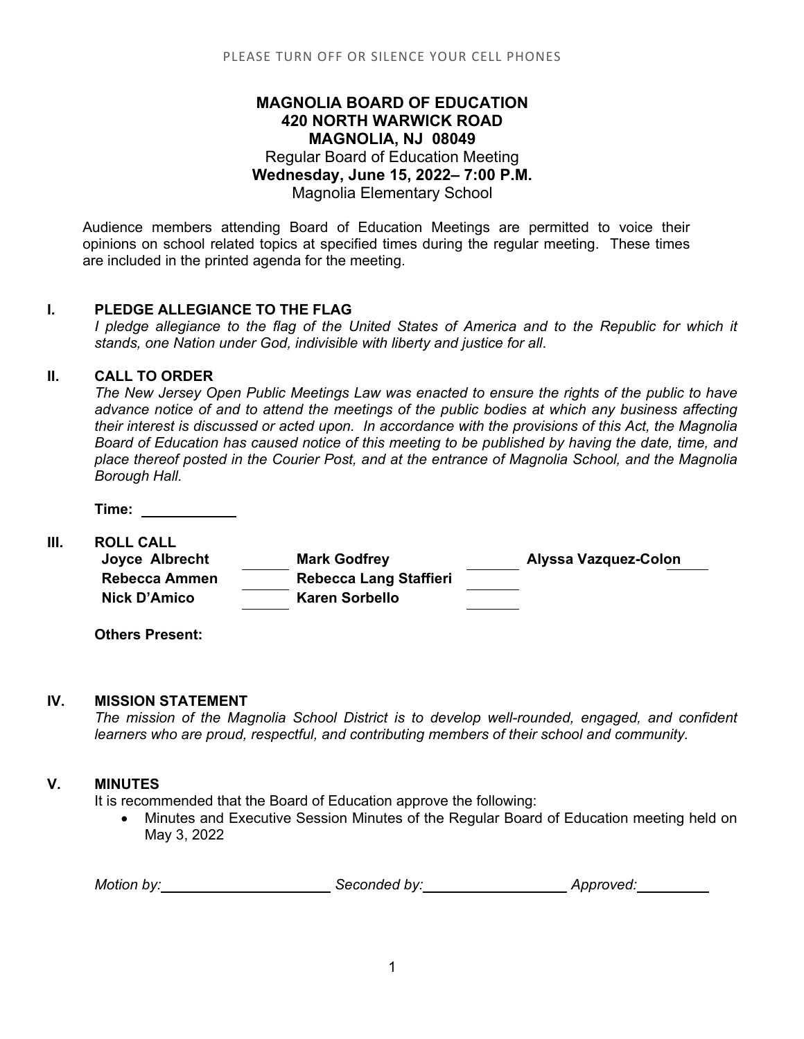PLEASE TURN OFF OR SILENCE YOUR CELL PHONES

# MAGNOLIA BOARD OF EDUCATION
## 420 NORTH WARWICK ROAD
## MAGNOLIA, NJ 08049

Regular Board of Education Meeting

**Wednesday, June 15, 2022– 7:00 P.M.**

Magnolia Elementary School

Audience members attending Board of Education Meetings are permitted to voice their opinions on school related topics at specified times during the regular meeting. These times are included in the printed agenda for the meeting.

## I. PLEDGE ALLEGIANCE TO THE FLAG

*I pledge allegiance to the flag of the United States of America and to the Republic for which it stands, one Nation under God, indivisible with liberty and justice for all.*

## II. CALL TO ORDER

*The New Jersey Open Public Meetings Law was enacted to ensure the rights of the public to have advance notice of and to attend the meetings of the public bodies at which any business affecting their interest is discussed or acted upon. In accordance with the provisions of this Act, the Magnolia Board of Education has caused notice of this meeting to be published by having the date, time, and place thereof posted in the Courier Post, and at the entrance of Magnolia School, and the Magnolia Borough Hall.*

**Time:** ____________

## III. ROLL CALL

| | | | | | |
|---|---|---|---|---|---|
| **Joyce Albrecht** | ______ | **Mark Godfrey** | ______ | **Alyssa Vazquez-Colon** | ______ |
| **Rebecca Ammen** | ______ | **Rebecca Lang Staffieri** | ______ | | |
| **Nick D'Amico** | ______ | **Karen Sorbello** | ______ | | |

**Others Present:**

## IV. MISSION STATEMENT

*The mission of the Magnolia School District is to develop well-rounded, engaged, and confident learners who are proud, respectful, and contributing members of their school and community.*

## V. MINUTES

It is recommended that the Board of Education approve the following:

- Minutes and Executive Session Minutes of the Regular Board of Education meeting held on May 3, 2022

*Motion by:*____________________ *Seconded by:*__________________ *Approved:*_________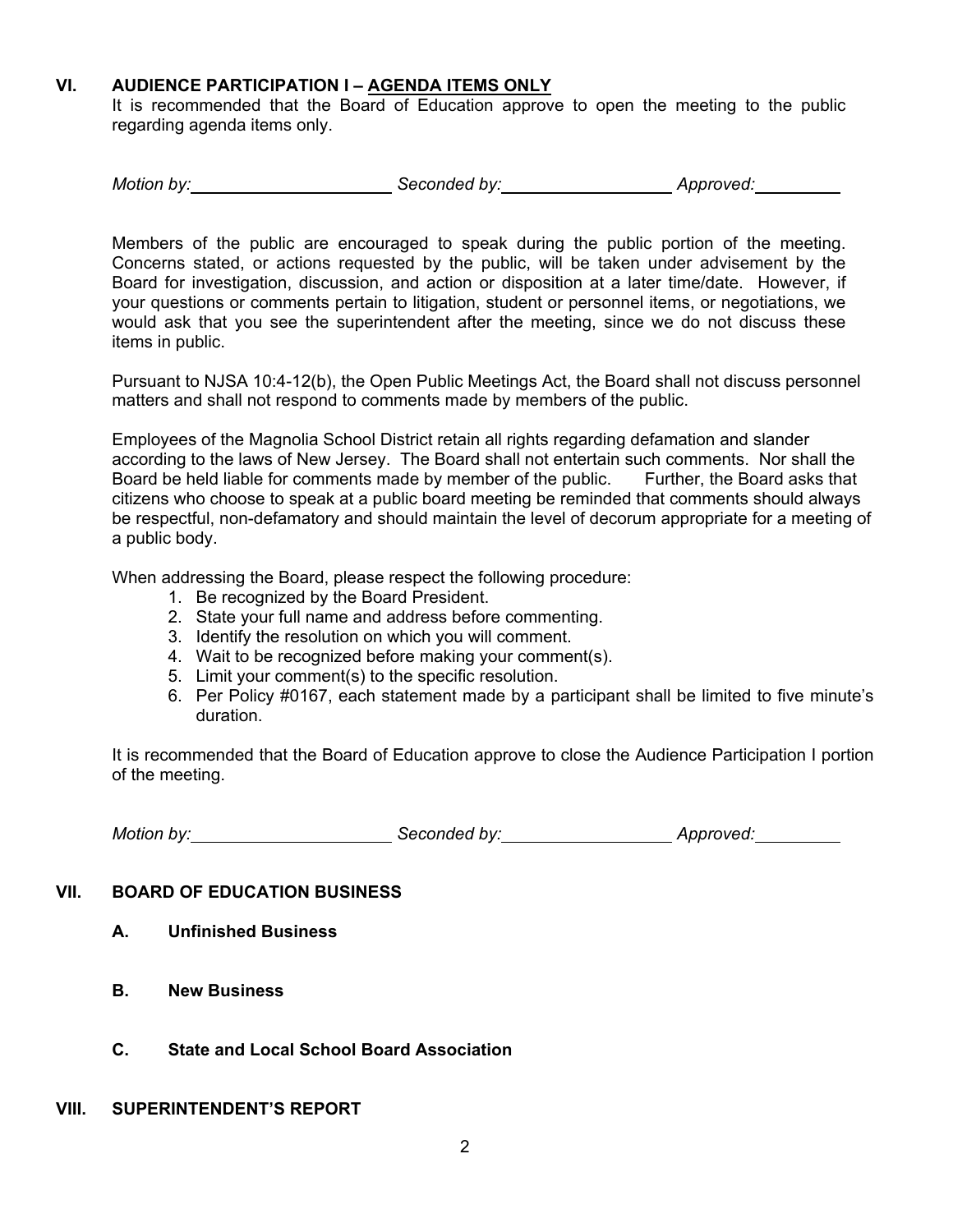## VI. AUDIENCE PARTICIPATION I – AGENDA ITEMS ONLY

It is recommended that the Board of Education approve to open the meeting to the public regarding agenda items only.

*Motion by:*\_\_\_\_\_\_\_\_\_\_\_\_\_\_\_\_\_\_\_\_ *Seconded by:*\_\_\_\_\_\_\_\_\_\_\_\_\_\_\_\_\_\_ *Approved:*\_\_\_\_\_\_\_\_\_

Members of the public are encouraged to speak during the public portion of the meeting. Concerns stated, or actions requested by the public, will be taken under advisement by the Board for investigation, discussion, and action or disposition at a later time/date. However, if your questions or comments pertain to litigation, student or personnel items, or negotiations, we would ask that you see the superintendent after the meeting, since we do not discuss these items in public.

Pursuant to NJSA 10:4-12(b), the Open Public Meetings Act, the Board shall not discuss personnel matters and shall not respond to comments made by members of the public.

Employees of the Magnolia School District retain all rights regarding defamation and slander according to the laws of New Jersey. The Board shall not entertain such comments. Nor shall the Board be held liable for comments made by member of the public. Further, the Board asks that citizens who choose to speak at a public board meeting be reminded that comments should always be respectful, non-defamatory and should maintain the level of decorum appropriate for a meeting of a public body.

When addressing the Board, please respect the following procedure:

1. Be recognized by the Board President.
2. State your full name and address before commenting.
3. Identify the resolution on which you will comment.
4. Wait to be recognized before making your comment(s).
5. Limit your comment(s) to the specific resolution.
6. Per Policy #0167, each statement made by a participant shall be limited to five minute's duration.

It is recommended that the Board of Education approve to close the Audience Participation I portion of the meeting.

*Motion by:*\_\_\_\_\_\_\_\_\_\_\_\_\_\_\_\_\_\_\_\_ *Seconded by:*\_\_\_\_\_\_\_\_\_\_\_\_\_\_\_\_\_\_ *Approved:*\_\_\_\_\_\_\_\_\_

## VII. BOARD OF EDUCATION BUSINESS

### A. Unfinished Business

### B. New Business

### C. State and Local School Board Association

## VIII. SUPERINTENDENT'S REPORT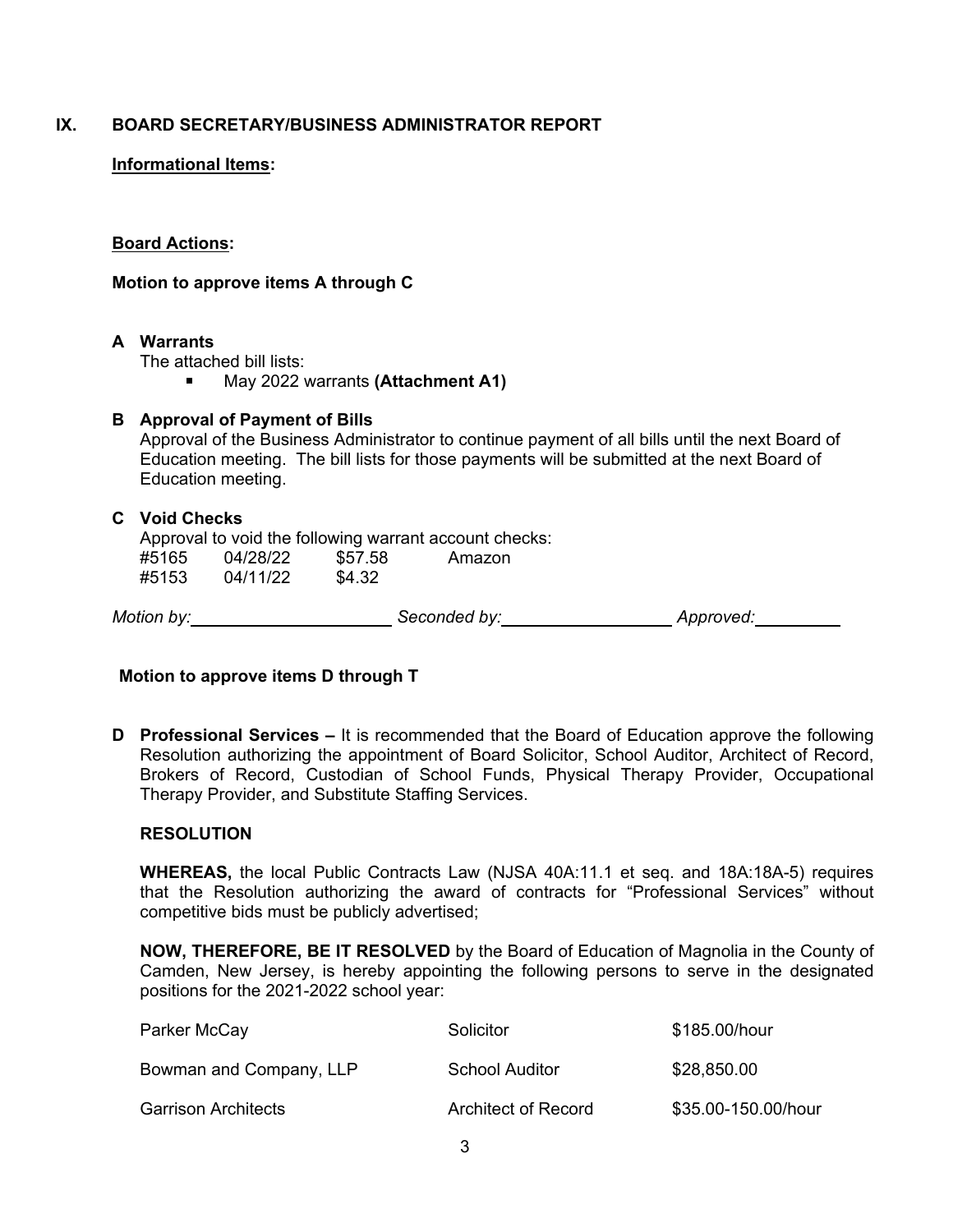## IX. BOARD SECRETARY/BUSINESS ADMINISTRATOR REPORT

**Informational Items:**

**Board Actions:**

**Motion to approve items A through C**

**A Warrants**

The attached bill lists:

- May 2022 warrants **(Attachment A1)**

**B Approval of Payment of Bills**

Approval of the Business Administrator to continue payment of all bills until the next Board of Education meeting. The bill lists for those payments will be submitted at the next Board of Education meeting.

**C Void Checks**

Approval to void the following warrant account checks:

| | | | |
|---|---|---|---|
| #5165 | 04/28/22 | $57.58 | Amazon |
| #5153 | 04/11/22 | $4.32 | |

*Motion by:*\_\_\_\_\_\_\_\_\_\_\_\_\_\_\_\_\_\_\_\_ *Seconded by:*\_\_\_\_\_\_\_\_\_\_\_\_\_\_\_\_\_\_ *Approved:*\_\_\_\_\_\_\_\_\_

**Motion to approve items D through T**

**D Professional Services –** It is recommended that the Board of Education approve the following Resolution authorizing the appointment of Board Solicitor, School Auditor, Architect of Record, Brokers of Record, Custodian of School Funds, Physical Therapy Provider, Occupational Therapy Provider, and Substitute Staffing Services.

**RESOLUTION**

**WHEREAS,** the local Public Contracts Law (NJSA 40A:11.1 et seq. and 18A:18A-5) requires that the Resolution authorizing the award of contracts for "Professional Services" without competitive bids must be publicly advertised;

**NOW, THEREFORE, BE IT RESOLVED** by the Board of Education of Magnolia in the County of Camden, New Jersey, is hereby appointing the following persons to serve in the designated positions for the 2021-2022 school year:

| | | |
|---|---|---|
| Parker McCay | Solicitor | $185.00/hour |
| Bowman and Company, LLP | School Auditor | $28,850.00 |
| Garrison Architects | Architect of Record | $35.00-150.00/hour |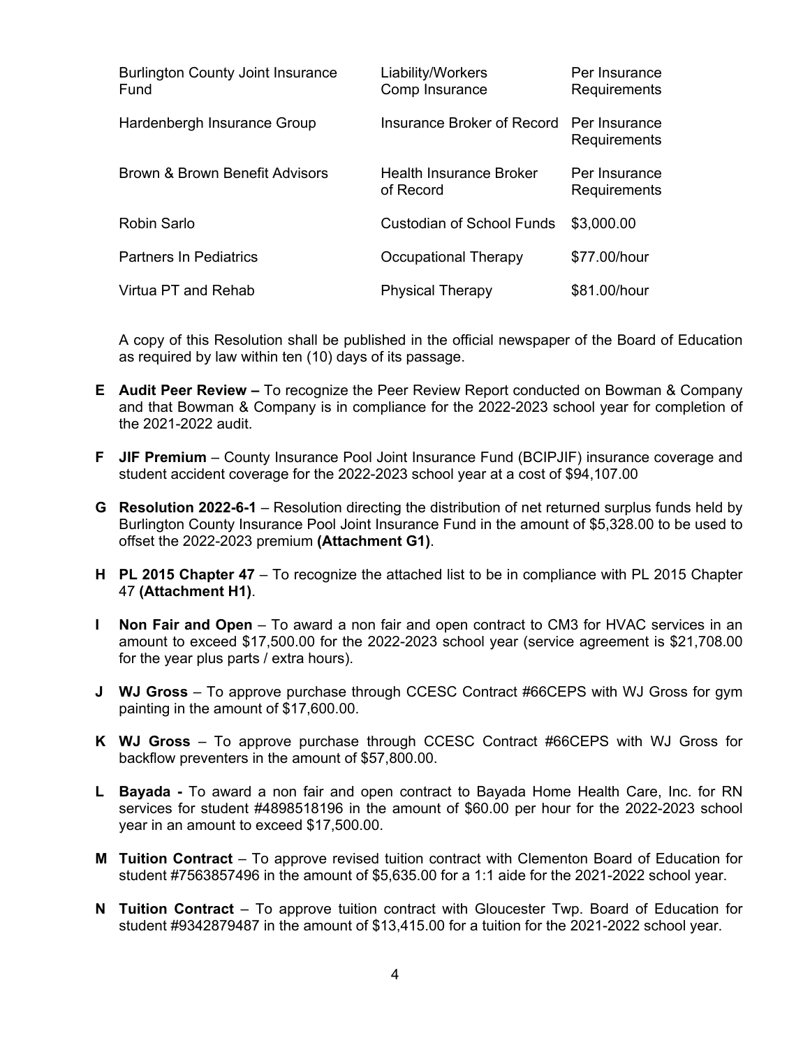| | | |
|---|---|---|
| Burlington County Joint Insurance Fund | Liability/Workers Comp Insurance | Per Insurance Requirements |
| Hardenbergh Insurance Group | Insurance Broker of Record | Per Insurance Requirements |
| Brown & Brown Benefit Advisors | Health Insurance Broker of Record | Per Insurance Requirements |
| Robin Sarlo | Custodian of School Funds | $3,000.00 |
| Partners In Pediatrics | Occupational Therapy | $77.00/hour |
| Virtua PT and Rehab | Physical Therapy | $81.00/hour |

A copy of this Resolution shall be published in the official newspaper of the Board of Education as required by law within ten (10) days of its passage.

**E** **Audit Peer Review –** To recognize the Peer Review Report conducted on Bowman & Company and that Bowman & Company is in compliance for the 2022-2023 school year for completion of the 2021-2022 audit.

**F** **JIF Premium** – County Insurance Pool Joint Insurance Fund (BCIPJIF) insurance coverage and student accident coverage for the 2022-2023 school year at a cost of $94,107.00

**G** **Resolution 2022-6-1** – Resolution directing the distribution of net returned surplus funds held by Burlington County Insurance Pool Joint Insurance Fund in the amount of $5,328.00 to be used to offset the 2022-2023 premium **(Attachment G1)**.

**H** **PL 2015 Chapter 47** – To recognize the attached list to be in compliance with PL 2015 Chapter 47 **(Attachment H1)**.

**I** **Non Fair and Open** – To award a non fair and open contract to CM3 for HVAC services in an amount to exceed $17,500.00 for the 2022-2023 school year (service agreement is $21,708.00 for the year plus parts / extra hours).

**J** **WJ Gross** – To approve purchase through CCESC Contract #66CEPS with WJ Gross for gym painting in the amount of $17,600.00.

**K** **WJ Gross** – To approve purchase through CCESC Contract #66CEPS with WJ Gross for backflow preventers in the amount of $57,800.00.

**L** **Bayada -** To award a non fair and open contract to Bayada Home Health Care, Inc. for RN services for student #4898518196 in the amount of $60.00 per hour for the 2022-2023 school year in an amount to exceed $17,500.00.

**M** **Tuition Contract** – To approve revised tuition contract with Clementon Board of Education for student #7563857496 in the amount of $5,635.00 for a 1:1 aide for the 2021-2022 school year.

**N** **Tuition Contract** – To approve tuition contract with Gloucester Twp. Board of Education for student #9342879487 in the amount of $13,415.00 for a tuition for the 2021-2022 school year.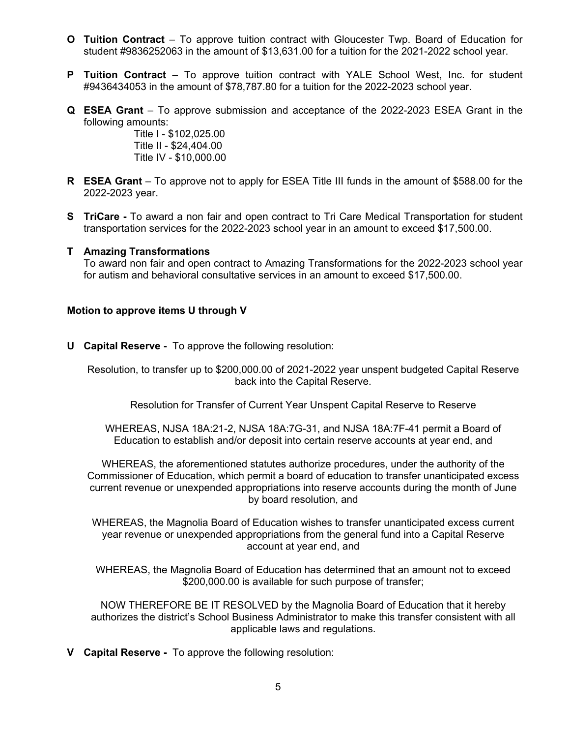**O** **Tuition Contract** – To approve tuition contract with Gloucester Twp. Board of Education for student #9836252063 in the amount of $13,631.00 for a tuition for the 2021-2022 school year.

**P** **Tuition Contract** – To approve tuition contract with YALE School West, Inc. for student #9436434053 in the amount of $78,787.80 for a tuition for the 2022-2023 school year.

**Q** **ESEA Grant** – To approve submission and acceptance of the 2022-2023 ESEA Grant in the following amounts:

Title I - $102,025.00
Title II - $24,404.00
Title IV - $10,000.00

**R** **ESEA Grant** – To approve not to apply for ESEA Title III funds in the amount of $588.00 for the 2022-2023 year.

**S** **TriCare -** To award a non fair and open contract to Tri Care Medical Transportation for student transportation services for the 2022-2023 school year in an amount to exceed $17,500.00.

**T** **Amazing Transformations**
To award non fair and open contract to Amazing Transformations for the 2022-2023 school year for autism and behavioral consultative services in an amount to exceed $17,500.00.

**Motion to approve items U through V**

**U** **Capital Reserve -** To approve the following resolution:

Resolution, to transfer up to $200,000.00 of 2021-2022 year unspent budgeted Capital Reserve back into the Capital Reserve.

Resolution for Transfer of Current Year Unspent Capital Reserve to Reserve

WHEREAS, NJSA 18A:21-2, NJSA 18A:7G-31, and NJSA 18A:7F-41 permit a Board of Education to establish and/or deposit into certain reserve accounts at year end, and

WHEREAS, the aforementioned statutes authorize procedures, under the authority of the Commissioner of Education, which permit a board of education to transfer unanticipated excess current revenue or unexpended appropriations into reserve accounts during the month of June by board resolution, and

WHEREAS, the Magnolia Board of Education wishes to transfer unanticipated excess current year revenue or unexpended appropriations from the general fund into a Capital Reserve account at year end, and

WHEREAS, the Magnolia Board of Education has determined that an amount not to exceed $200,000.00 is available for such purpose of transfer;

NOW THEREFORE BE IT RESOLVED by the Magnolia Board of Education that it hereby authorizes the district's School Business Administrator to make this transfer consistent with all applicable laws and regulations.

**V** **Capital Reserve -** To approve the following resolution: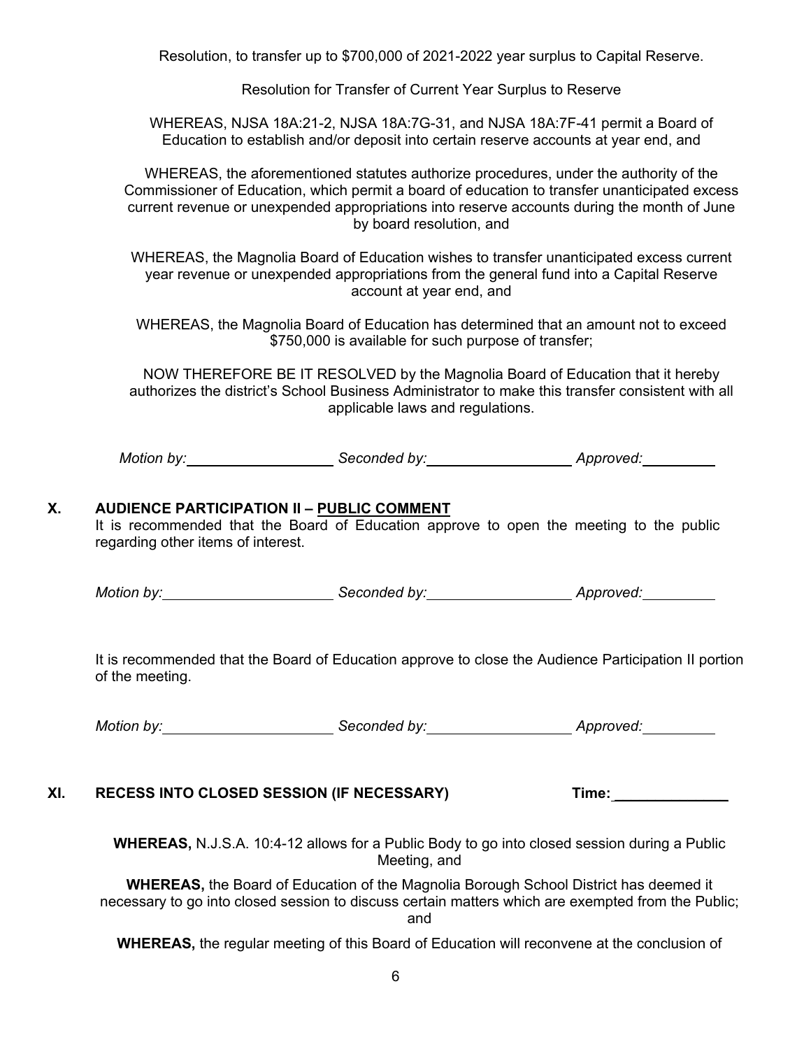Resolution, to transfer up to $700,000 of 2021-2022 year surplus to Capital Reserve.

Resolution for Transfer of Current Year Surplus to Reserve

WHEREAS, NJSA 18A:21-2, NJSA 18A:7G-31, and NJSA 18A:7F-41 permit a Board of Education to establish and/or deposit into certain reserve accounts at year end, and

WHEREAS, the aforementioned statutes authorize procedures, under the authority of the Commissioner of Education, which permit a board of education to transfer unanticipated excess current revenue or unexpended appropriations into reserve accounts during the month of June by board resolution, and

WHEREAS, the Magnolia Board of Education wishes to transfer unanticipated excess current year revenue or unexpended appropriations from the general fund into a Capital Reserve account at year end, and

WHEREAS, the Magnolia Board of Education has determined that an amount not to exceed $750,000 is available for such purpose of transfer;

NOW THEREFORE BE IT RESOLVED by the Magnolia Board of Education that it hereby authorizes the district's School Business Administrator to make this transfer consistent with all applicable laws and regulations.

*Motion by:*\_\_\_\_\_\_\_\_\_\_ *Seconded by:*\_\_\_\_\_\_\_\_\_\_ *Approved:*\_\_\_\_\_\_\_\_\_\_

## X. AUDIENCE PARTICIPATION II – PUBLIC COMMENT

It is recommended that the Board of Education approve to open the meeting to the public regarding other items of interest.

*Motion by:*\_\_\_\_\_\_\_\_\_\_ *Seconded by:*\_\_\_\_\_\_\_\_\_\_ *Approved:*\_\_\_\_\_\_\_\_\_\_

It is recommended that the Board of Education approve to close the Audience Participation II portion of the meeting.

*Motion by:*\_\_\_\_\_\_\_\_\_\_ *Seconded by:*\_\_\_\_\_\_\_\_\_\_ *Approved:*\_\_\_\_\_\_\_\_\_\_

## XI. RECESS INTO CLOSED SESSION (IF NECESSARY) Time:\_\_\_\_\_\_\_\_\_\_

**WHEREAS,** N.J.S.A. 10:4-12 allows for a Public Body to go into closed session during a Public Meeting, and

**WHEREAS,** the Board of Education of the Magnolia Borough School District has deemed it necessary to go into closed session to discuss certain matters which are exempted from the Public; and

**WHEREAS,** the regular meeting of this Board of Education will reconvene at the conclusion of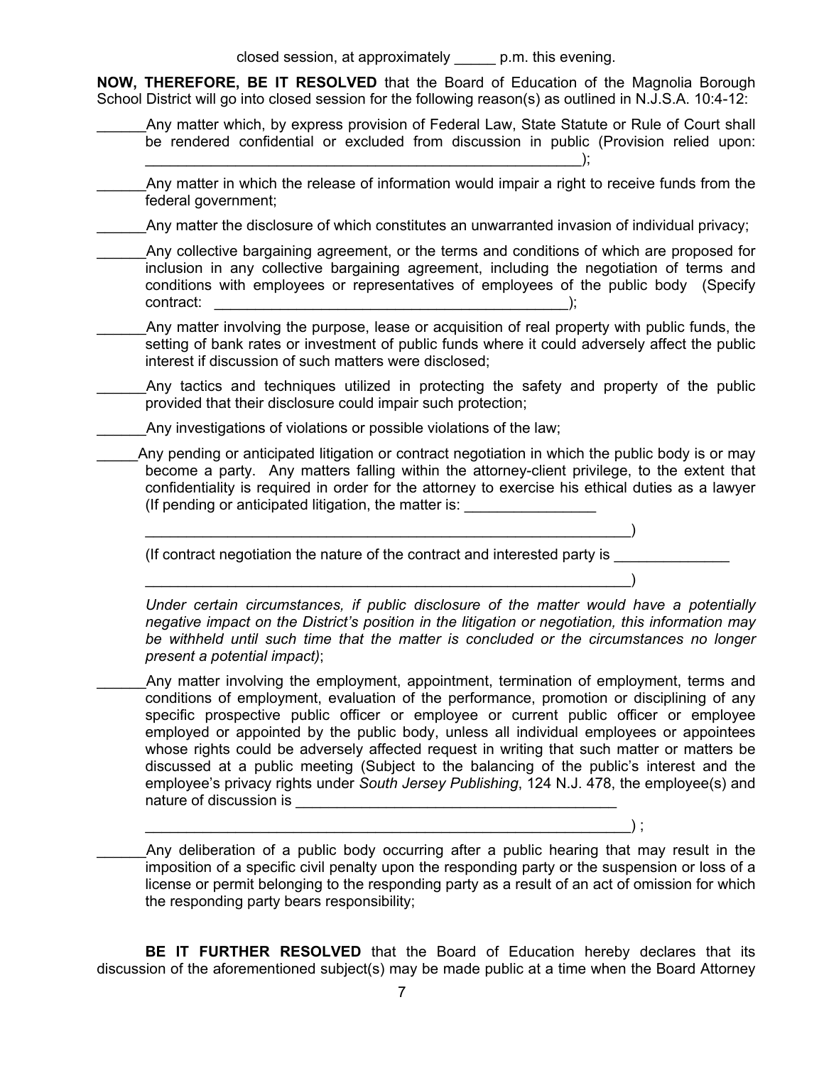closed session, at approximately _____ p.m. this evening.

**NOW, THEREFORE, BE IT RESOLVED** that the Board of Education of the Magnolia Borough School District will go into closed session for the following reason(s) as outlined in N.J.S.A. 10:4-12:

______Any matter which, by express provision of Federal Law, State Statute or Rule of Court shall be rendered confidential or excluded from discussion in public (Provision relied upon: _______________________________________________________);

______Any matter in which the release of information would impair a right to receive funds from the federal government;

______Any matter the disclosure of which constitutes an unwarranted invasion of individual privacy;

______Any collective bargaining agreement, or the terms and conditions of which are proposed for inclusion in any collective bargaining agreement, including the negotiation of terms and conditions with employees or representatives of employees of the public body (Specify contract: ____________________________________________);

______Any matter involving the purpose, lease or acquisition of real property with public funds, the setting of bank rates or investment of public funds where it could adversely affect the public interest if discussion of such matters were disclosed;

______Any tactics and techniques utilized in protecting the safety and property of the public provided that their disclosure could impair such protection;

______Any investigations of violations or possible violations of the law;

_____Any pending or anticipated litigation or contract negotiation in which the public body is or may become a party. Any matters falling within the attorney-client privilege, to the extent that confidentiality is required in order for the attorney to exercise his ethical duties as a lawyer (If pending or anticipated litigation, the matter is: ________________

_____________________________________________________________)

(If contract negotiation the nature of the contract and interested party is ______________

_____________________________________________________________)

*Under certain circumstances, if public disclosure of the matter would have a potentially negative impact on the District's position in the litigation or negotiation, this information may be withheld until such time that the matter is concluded or the circumstances no longer present a potential impact)*;

______Any matter involving the employment, appointment, termination of employment, terms and conditions of employment, evaluation of the performance, promotion or disciplining of any specific prospective public officer or employee or current public officer or employee employed or appointed by the public body, unless all individual employees or appointees whose rights could be adversely affected request in writing that such matter or matters be discussed at a public meeting (Subject to the balancing of the public's interest and the employee's privacy rights under *South Jersey Publishing*, 124 N.J. 478, the employee(s) and nature of discussion is ________________________________________

_____________________________________________________________) ;

______Any deliberation of a public body occurring after a public hearing that may result in the imposition of a specific civil penalty upon the responding party or the suspension or loss of a license or permit belonging to the responding party as a result of an act of omission for which the responding party bears responsibility;

**BE IT FURTHER RESOLVED** that the Board of Education hereby declares that its discussion of the aforementioned subject(s) may be made public at a time when the Board Attorney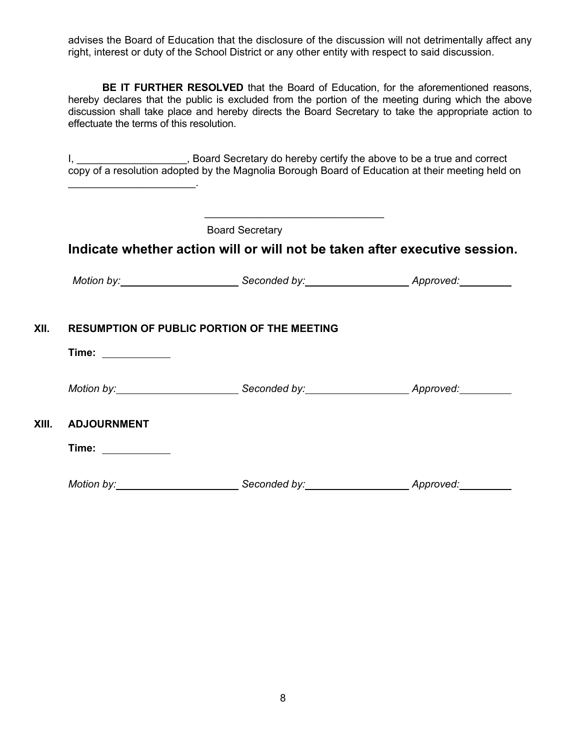advises the Board of Education that the disclosure of the discussion will not detrimentally affect any right, interest or duty of the School District or any other entity with respect to said discussion.

**BE IT FURTHER RESOLVED** that the Board of Education, for the aforementioned reasons, hereby declares that the public is excluded from the portion of the meeting during which the above discussion shall take place and hereby directs the Board Secretary to take the appropriate action to effectuate the terms of this resolution.

I, ___________________, Board Secretary do hereby certify the above to be a true and correct copy of a resolution adopted by the Magnolia Borough Board of Education at their meeting held on ______________________.

_______________________________

Board Secretary

## Indicate whether action will or will not be taken after executive session.

*Motion by:*____________________ *Seconded by:*__________________ *Approved:*_________

## XII. RESUMPTION OF PUBLIC PORTION OF THE MEETING

**Time:** ___________

*Motion by:*____________________ *Seconded by:*__________________ *Approved:*_________

## XIII. ADJOURNMENT

**Time:** ___________

*Motion by:*____________________ *Seconded by:*__________________ *Approved:*_________